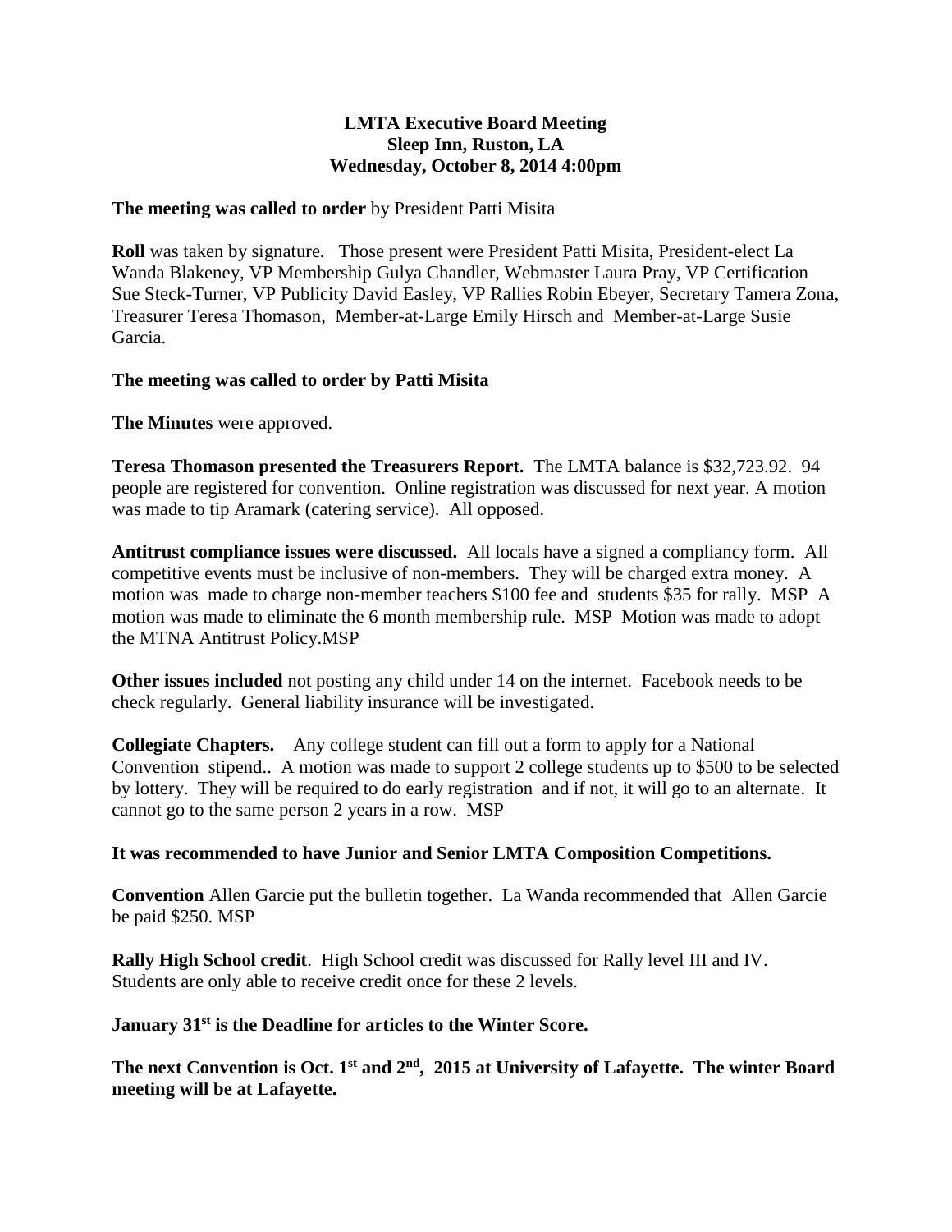**LMTA Executive Board Meeting**
**Sleep Inn, Ruston, LA**
**Wednesday, October 8, 2014 4:00pm**

**The meeting was called to order** by President Patti Misita

**Roll** was taken by signature. Those present were President Patti Misita, President-elect La Wanda Blakeney, VP Membership Gulya Chandler, Webmaster Laura Pray, VP Certification Sue Steck-Turner, VP Publicity David Easley, VP Rallies Robin Ebeyer, Secretary Tamera Zona, Treasurer Teresa Thomason, Member-at-Large Emily Hirsch and Member-at-Large Susie Garcia.

**The meeting was called to order by Patti Misita**

**The Minutes** were approved.

**Teresa Thomason presented the Treasurers Report.** The LMTA balance is $32,723.92. 94 people are registered for convention. Online registration was discussed for next year. A motion was made to tip Aramark (catering service). All opposed.

**Antitrust compliance issues were discussed.** All locals have a signed a compliancy form. All competitive events must be inclusive of non-members. They will be charged extra money. A motion was made to charge non-member teachers $100 fee and students $35 for rally. MSP A motion was made to eliminate the 6 month membership rule. MSP Motion was made to adopt the MTNA Antitrust Policy.MSP

**Other issues included** not posting any child under 14 on the internet. Facebook needs to be check regularly. General liability insurance will be investigated.

**Collegiate Chapters.** Any college student can fill out a form to apply for a National Convention stipend.. A motion was made to support 2 college students up to $500 to be selected by lottery. They will be required to do early registration and if not, it will go to an alternate. It cannot go to the same person 2 years in a row. MSP

**It was recommended to have Junior and Senior LMTA Composition Competitions.**

**Convention** Allen Garcie put the bulletin together. La Wanda recommended that Allen Garcie be paid $250. MSP

**Rally High School credit**. High School credit was discussed for Rally level III and IV. Students are only able to receive credit once for these 2 levels.

**January 31st is the Deadline for articles to the Winter Score.**

**The next Convention is Oct. 1st and 2nd, 2015 at University of Lafayette. The winter Board meeting will be at Lafayette.**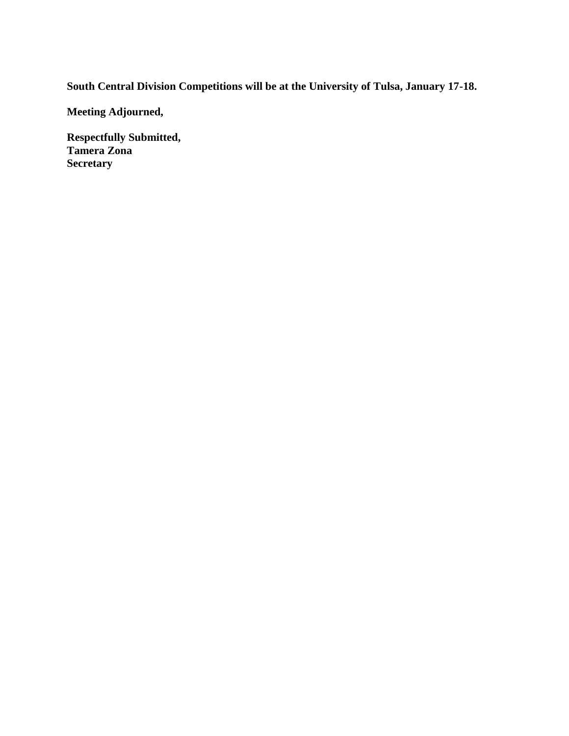**South Central Division Competitions will be at the University of Tulsa, January 17-18.**

**Meeting Adjourned,**

**Respectfully Submitted,**
**Tamera Zona**
**Secretary**